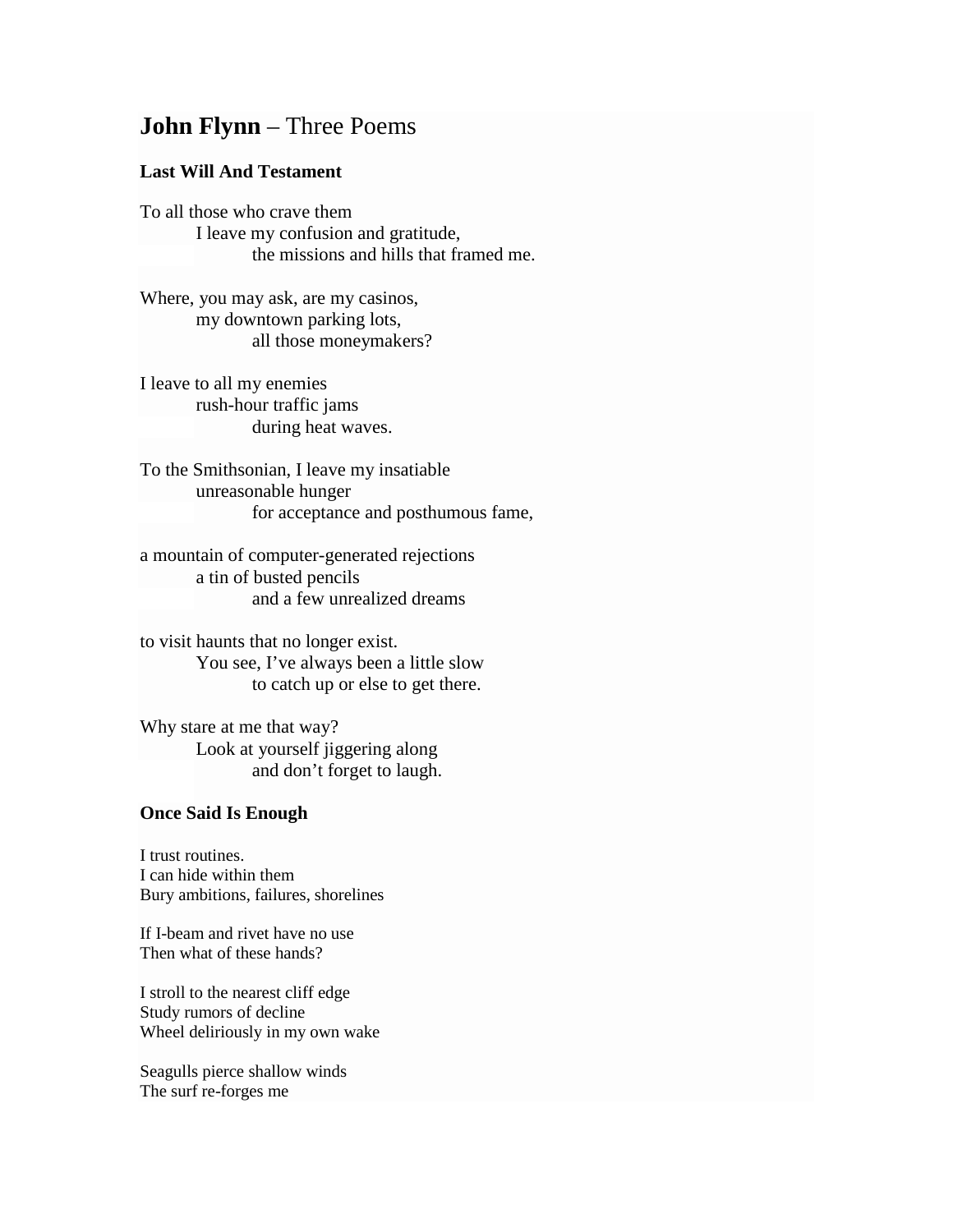# **John Flynn** – Three Poems

### Last Will And Testament

To all those who crave them
        I leave my confusion and gratitude,
                the missions and hills that framed me.

Where, you may ask, are my casinos,
        my downtown parking lots,
                all those moneymakers?

I leave to all my enemies
        rush-hour traffic jams
                during heat waves.

To the Smithsonian, I leave my insatiable
        unreasonable hunger
                for acceptance and posthumous fame,

a mountain of computer-generated rejections
        a tin of busted pencils
                and a few unrealized dreams

to visit haunts that no longer exist.
        You see, I've always been a little slow
                to catch up or else to get there.

Why stare at me that way?
        Look at yourself jiggering along
                and don't forget to laugh.

### Once Said Is Enough

I trust routines.
I can hide within them
Bury ambitions, failures, shorelines

If I-beam and rivet have no use
Then what of these hands?

I stroll to the nearest cliff edge
Study rumors of decline
Wheel deliriously in my own wake

Seagulls pierce shallow winds
The surf re-forges me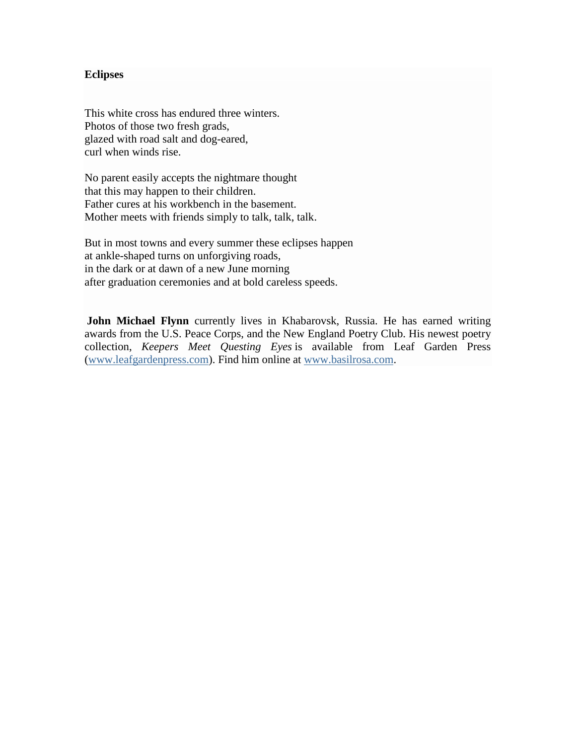**Eclipses**

This white cross has endured three winters.  
Photos of those two fresh grads,  
glazed with road salt and dog-eared,  
curl when winds rise.

No parent easily accepts the nightmare thought  
that this may happen to their children.  
Father cures at his workbench in the basement.  
Mother meets with friends simply to talk, talk, talk.

But in most towns and every summer these eclipses happen  
at ankle-shaped turns on unforgiving roads,  
in the dark or at dawn of a new June morning  
after graduation ceremonies and at bold careless speeds.

**John Michael Flynn** currently lives in Khabarovsk, Russia. He has earned writing awards from the U.S. Peace Corps, and the New England Poetry Club. His newest poetry collection, *Keepers Meet Questing Eyes* is available from Leaf Garden Press ([www.leafgardenpress.com](http://www.leafgardenpress.com)). Find him online at [www.basilrosa.com](http://www.basilrosa.com).